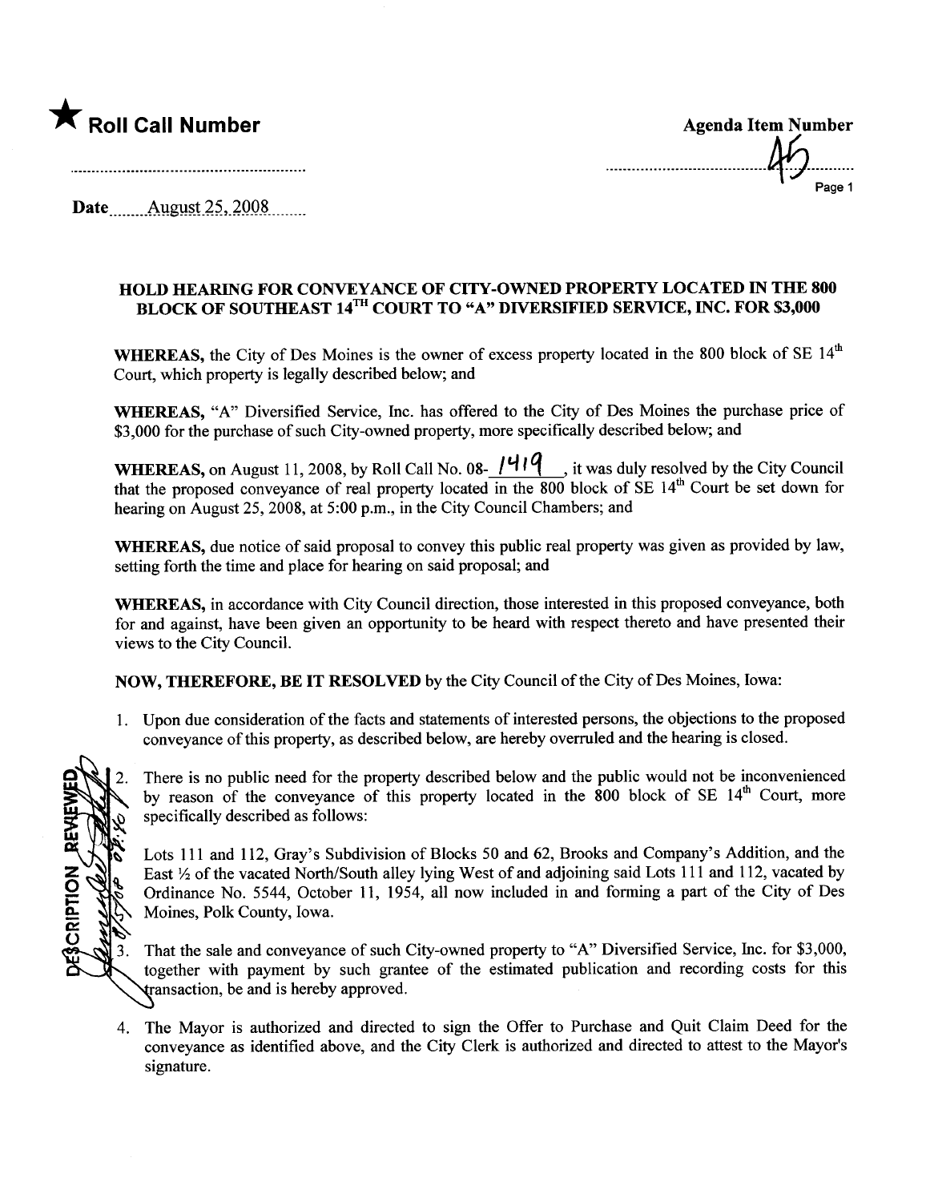★ **Roll Call Number**

**Agenda Item Number**

45

Date August 25, 2008

**HOLD HEARING FOR CONVEYANCE OF CITY-OWNED PROPERTY LOCATED IN THE 800 BLOCK OF SOUTHEAST 14TH COURT TO "A" DIVERSIFIED SERVICE, INC. FOR $3,000**

**WHEREAS,** the City of Des Moines is the owner of excess property located in the 800 block of SE 14th Court, which property is legally described below; and

**WHEREAS,** "A" Diversified Service, Inc. has offered to the City of Des Moines the purchase price of $3,000 for the purchase of such City-owned property, more specifically described below; and

**WHEREAS,** on August 11, 2008, by Roll Call No. 08-1419, it was duly resolved by the City Council that the proposed conveyance of real property located in the 800 block of SE 14th Court be set down for hearing on August 25, 2008, at 5:00 p.m., in the City Council Chambers; and

**WHEREAS,** due notice of said proposal to convey this public real property was given as provided by law, setting forth the time and place for hearing on said proposal; and

**WHEREAS,** in accordance with City Council direction, those interested in this proposed conveyance, both for and against, have been given an opportunity to be heard with respect thereto and have presented their views to the City Council.

**NOW, THEREFORE, BE IT RESOLVED** by the City Council of the City of Des Moines, Iowa:

1. Upon due consideration of the facts and statements of interested persons, the objections to the proposed conveyance of this property, as described below, are hereby overruled and the hearing is closed.

2. There is no public need for the property described below and the public would not be inconvenienced by reason of the conveyance of this property located in the 800 block of SE 14th Court, more specifically described as follows:

   Lots 111 and 112, Gray's Subdivision of Blocks 50 and 62, Brooks and Company's Addition, and the East ½ of the vacated North/South alley lying West of and adjoining said Lots 111 and 112, vacated by Ordinance No. 5544, October 11, 1954, all now included in and forming a part of the City of Des Moines, Polk County, Iowa.

3. That the sale and conveyance of such City-owned property to "A" Diversified Service, Inc. for $3,000, together with payment by such grantee of the estimated publication and recording costs for this transaction, be and is hereby approved.

4. The Mayor is authorized and directed to sign the Offer to Purchase and Quit Claim Deed for the conveyance as identified above, and the City Clerk is authorized and directed to attest to the Mayor's signature.

DESCRIPTION REVIEWED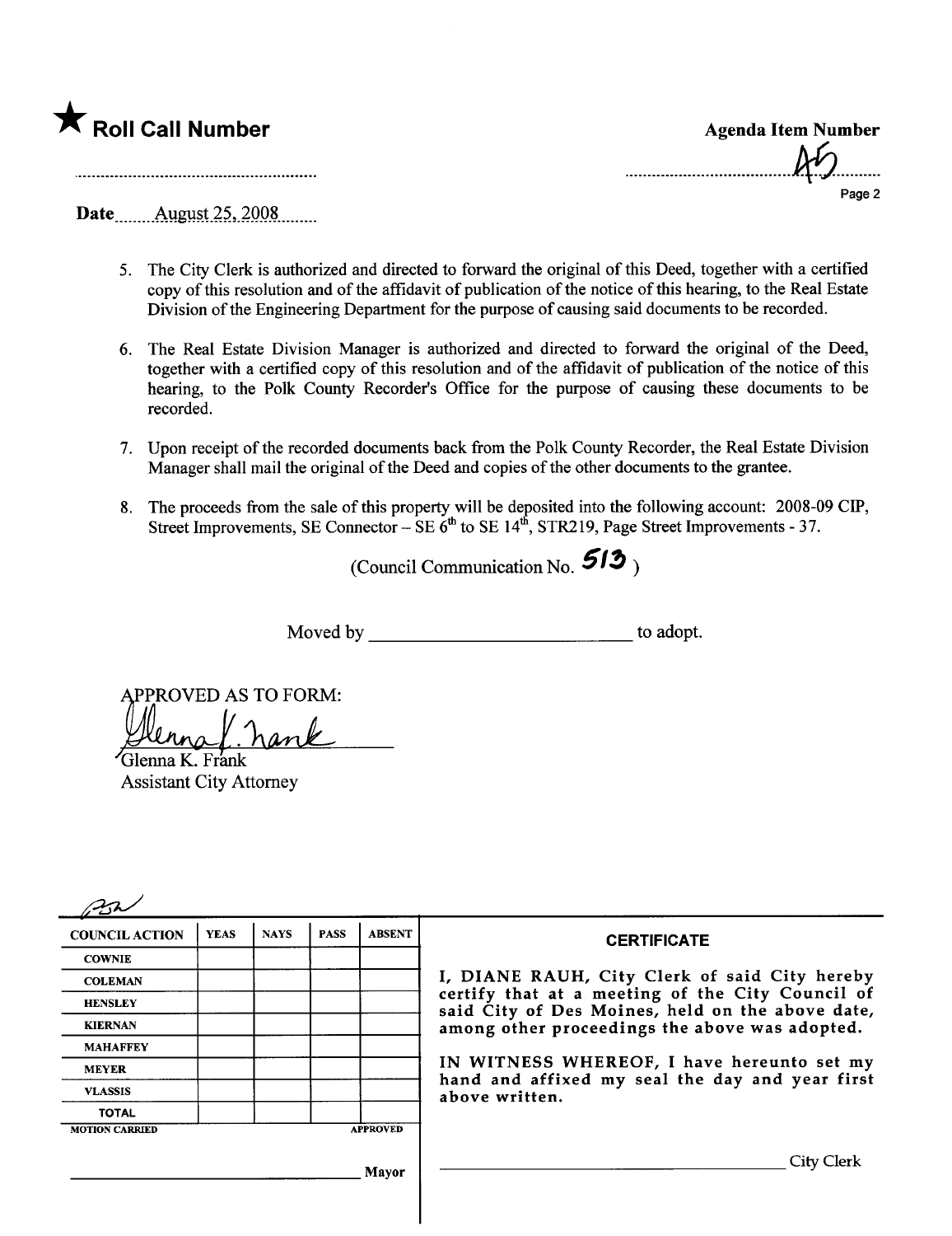★ **Roll Call Number**

**Agenda Item Number**

A5

Date August 25, 2008

5. The City Clerk is authorized and directed to forward the original of this Deed, together with a certified copy of this resolution and of the affidavit of publication of the notice of this hearing, to the Real Estate Division of the Engineering Department for the purpose of causing said documents to be recorded.

6. The Real Estate Division Manager is authorized and directed to forward the original of the Deed, together with a certified copy of this resolution and of the affidavit of publication of the notice of this hearing, to the Polk County Recorder's Office for the purpose of causing these documents to be recorded.

7. Upon receipt of the recorded documents back from the Polk County Recorder, the Real Estate Division Manager shall mail the original of the Deed and copies of the other documents to the grantee.

8. The proceeds from the sale of this property will be deposited into the following account: 2008-09 CIP, Street Improvements, SE Connector – SE 6th to SE 14th, STR219, Page Street Improvements - 37.

(Council Communication No. 513 )

Moved by ____________________________ to adopt.

APPROVED AS TO FORM:

Glenna K. Frank
Assistant City Attorney

| COUNCIL ACTION | YEAS | NAYS | PASS | ABSENT |
|---|---|---|---|---|
| COWNIE | | | | |
| COLEMAN | | | | |
| HENSLEY | | | | |
| KIERNAN | | | | |
| MAHAFFEY | | | | |
| MEYER | | | | |
| VLASSIS | | | | |
| TOTAL | | | | |

MOTION CARRIED APPROVED

____________________________ Mayor

**CERTIFICATE**

I, DIANE RAUH, City Clerk of said City hereby certify that at a meeting of the City Council of said City of Des Moines, held on the above date, among other proceedings the above was adopted.

IN WITNESS WHEREOF, I have hereunto set my hand and affixed my seal the day and year first above written.

____________________________ City Clerk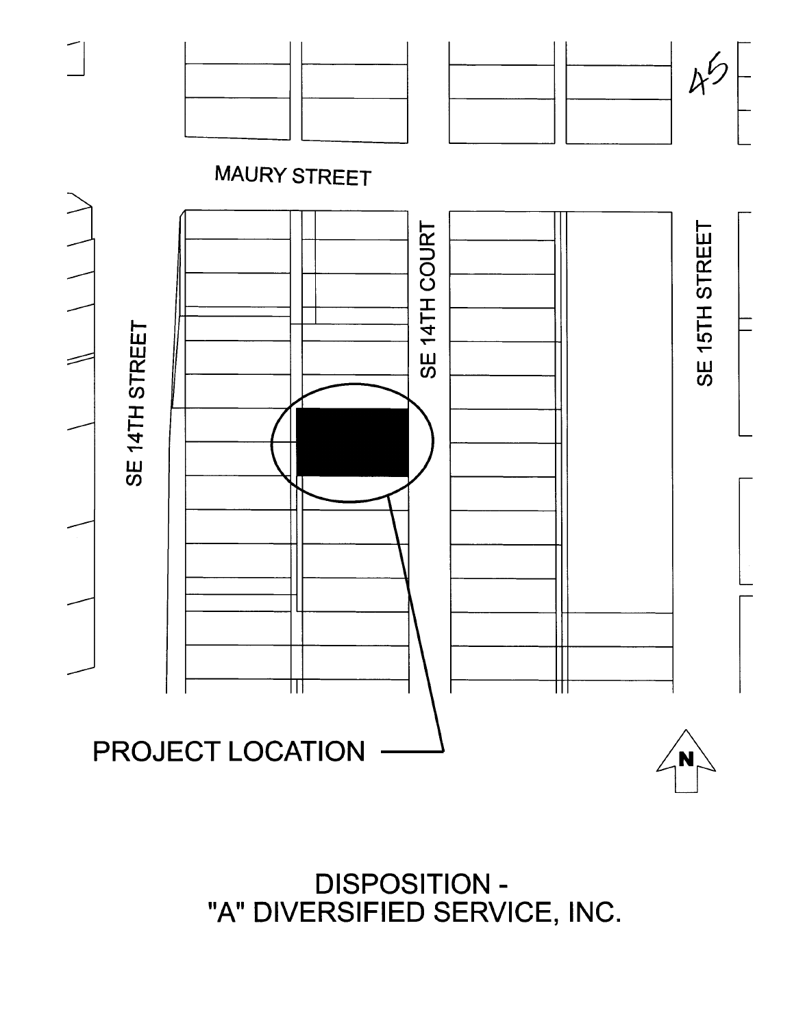45

MAURY STREET

SE 14TH STREET

SE 14TH COURT

SE 15TH STREET

PROJECT LOCATION

N

DISPOSITION -
"A" DIVERSIFIED SERVICE, INC.